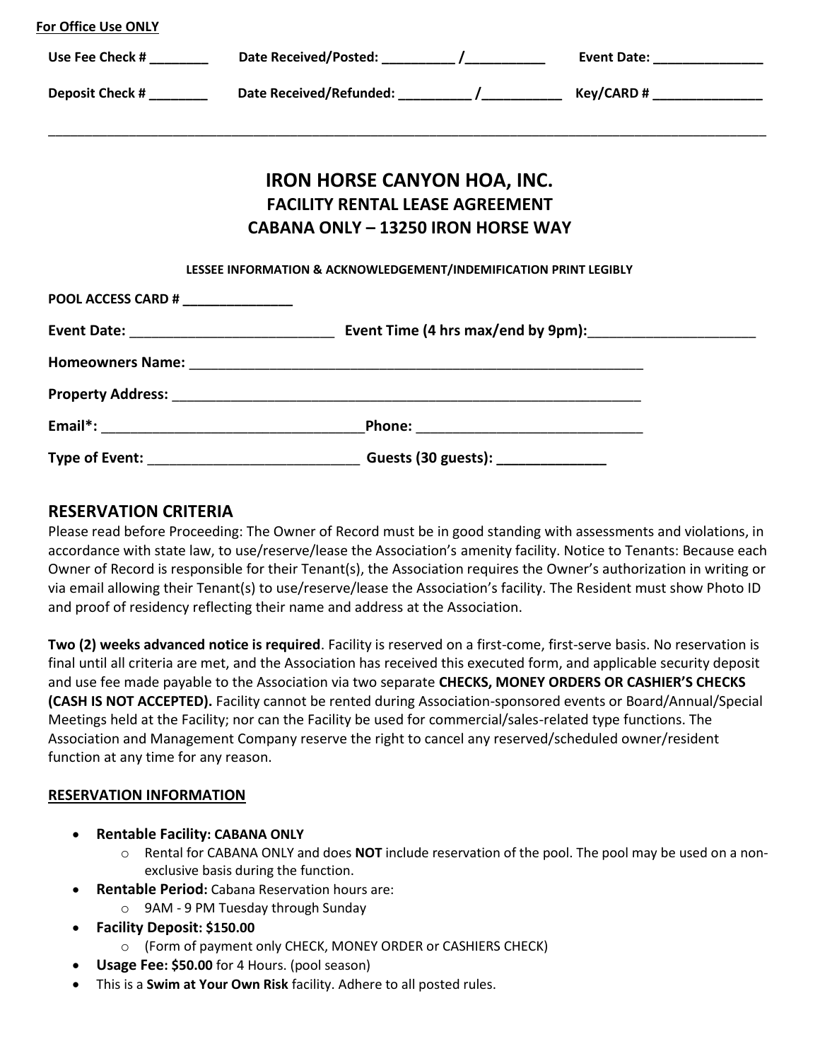**For Office Use ONLY**

**Use Fee Check # ________** **Date Received/Posted: __________ /___________** **Event Date: _______________**

**Deposit Check # ________** **Date Received/Refunded: __________ /___________** **Key/CARD # _______________**

---

# IRON HORSE CANYON HOA, INC.

## FACILITY RENTAL LEASE AGREEMENT

## CABANA ONLY – 13250 IRON HORSE WAY

**LESSEE INFORMATION & ACKNOWLEDGEMENT/INDEMIFICATION PRINT LEGIBLY**

**POOL ACCESS CARD # _______________**

**Event Date: ___________________________** **Event Time (4 hrs max/end by 9pm):______________________**

**Homeowners Name: ______________________________________________________________**

**Property Address: ________________________________________________________________**

**Email*: __________________________________Phone: ______________________________**

**Type of Event: ___________________________** **Guests (30 guests): ______________**

## RESERVATION CRITERIA

Please read before Proceeding: The Owner of Record must be in good standing with assessments and violations, in accordance with state law, to use/reserve/lease the Association's amenity facility. Notice to Tenants: Because each Owner of Record is responsible for their Tenant(s), the Association requires the Owner's authorization in writing or via email allowing their Tenant(s) to use/reserve/lease the Association's facility. The Resident must show Photo ID and proof of residency reflecting their name and address at the Association.

**Two (2) weeks advanced notice is required**. Facility is reserved on a first-come, first-serve basis. No reservation is final until all criteria are met, and the Association has received this executed form, and applicable security deposit and use fee made payable to the Association via two separate **CHECKS, MONEY ORDERS OR CASHIER'S CHECKS (CASH IS NOT ACCEPTED).** Facility cannot be rented during Association-sponsored events or Board/Annual/Special Meetings held at the Facility; nor can the Facility be used for commercial/sales-related type functions. The Association and Management Company reserve the right to cancel any reserved/scheduled owner/resident function at any time for any reason.

**RESERVATION INFORMATION**

- **Rentable Facility: CABANA ONLY**
  - Rental for CABANA ONLY and does **NOT** include reservation of the pool. The pool may be used on a non-exclusive basis during the function.
- **Rentable Period:** Cabana Reservation hours are:
  - 9AM - 9 PM Tuesday through Sunday
- **Facility Deposit: $150.00**
  - (Form of payment only CHECK, MONEY ORDER or CASHIERS CHECK)
- **Usage Fee: $50.00** for 4 Hours. (pool season)
- This is a **Swim at Your Own Risk** facility. Adhere to all posted rules.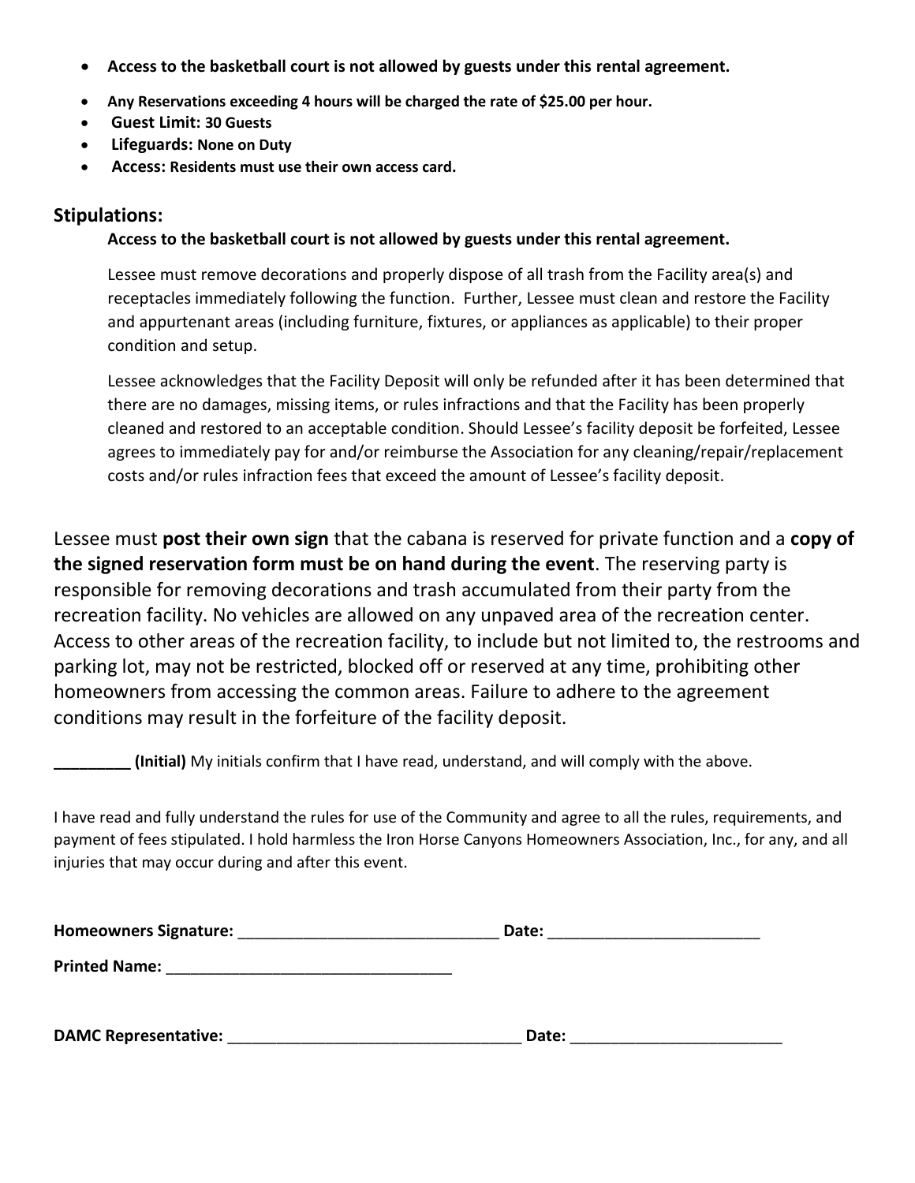- **Access to the basketball court is not allowed by guests under this rental agreement.**
- **Any Reservations exceeding 4 hours will be charged the rate of $25.00 per hour.**
- **Guest Limit: 30 Guests**
- **Lifeguards: None on Duty**
- **Access: Residents must use their own access card.**

### Stipulations:

**Access to the basketball court is not allowed by guests under this rental agreement.**

Lessee must remove decorations and properly dispose of all trash from the Facility area(s) and receptacles immediately following the function. Further, Lessee must clean and restore the Facility and appurtenant areas (including furniture, fixtures, or appliances as applicable) to their proper condition and setup.

Lessee acknowledges that the Facility Deposit will only be refunded after it has been determined that there are no damages, missing items, or rules infractions and that the Facility has been properly cleaned and restored to an acceptable condition. Should Lessee's facility deposit be forfeited, Lessee agrees to immediately pay for and/or reimburse the Association for any cleaning/repair/replacement costs and/or rules infraction fees that exceed the amount of Lessee's facility deposit.

Lessee must **post their own sign** that the cabana is reserved for private function and a **copy of the signed reservation form must be on hand during the event**. The reserving party is responsible for removing decorations and trash accumulated from their party from the recreation facility. No vehicles are allowed on any unpaved area of the recreation center. Access to other areas of the recreation facility, to include but not limited to, the restrooms and parking lot, may not be restricted, blocked off or reserved at any time, prohibiting other homeowners from accessing the common areas. Failure to adhere to the agreement conditions may result in the forfeiture of the facility deposit.

**________ (Initial)** My initials confirm that I have read, understand, and will comply with the above.

I have read and fully understand the rules for use of the Community and agree to all the rules, requirements, and payment of fees stipulated. I hold harmless the Iron Horse Canyons Homeowners Association, Inc., for any, and all injuries that may occur during and after this event.

**Homeowners Signature:** ______________________________ **Date:** ________________________

**Printed Name:** _________________________________

**DAMC Representative:** __________________________________ **Date:** ________________________